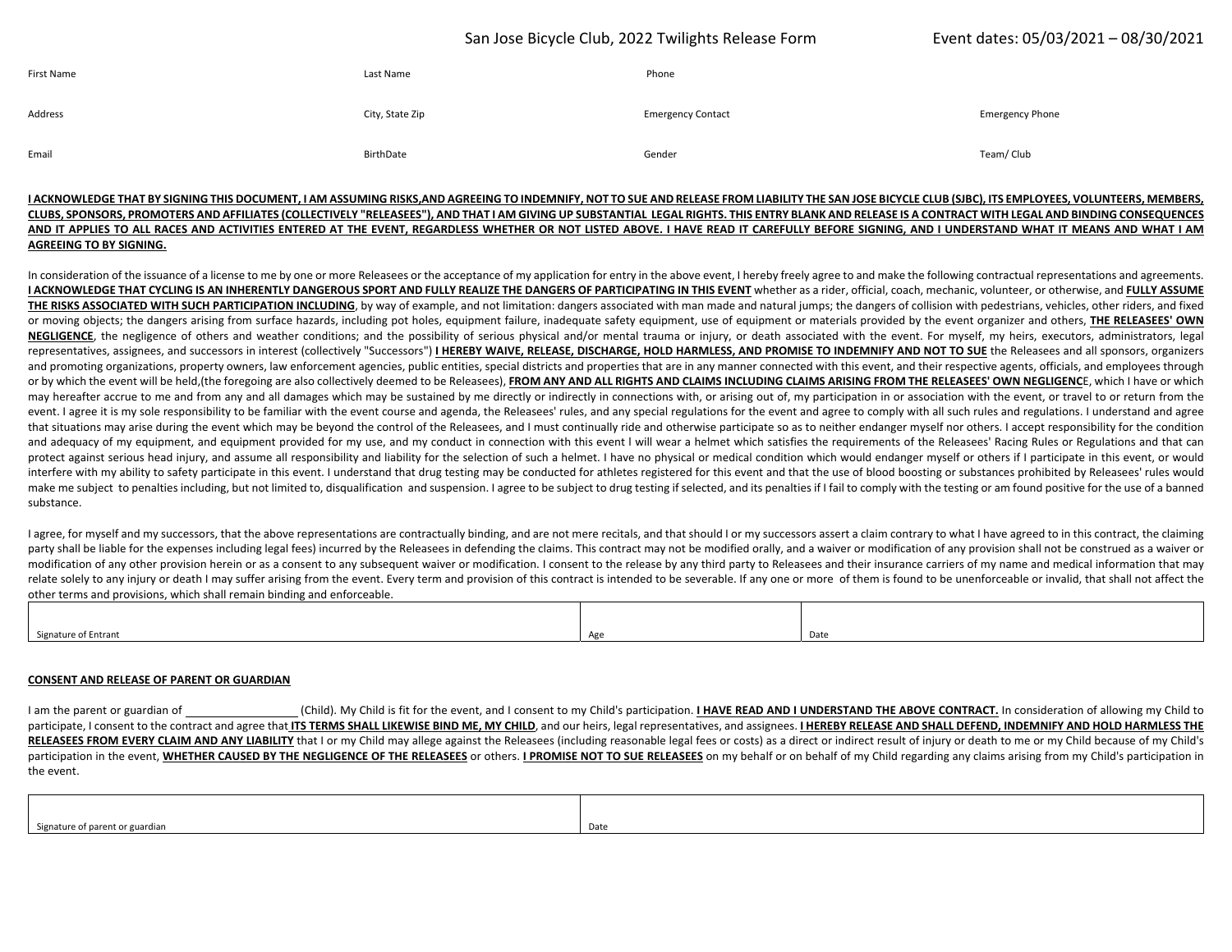# San Jose Bicycle Club, 2022 Twilights Release Form

Event dates: 05/03/2021 – 08/30/2021

| First Name | Last Name | Phone | |
|---|---|---|---|
| Address | City, State Zip | Emergency Contact | Emergency Phone |
| Email | BirthDate | Gender | Team/ Club |

**I ACKNOWLEDGE THAT BY SIGNING THIS DOCUMENT, I AM ASSUMING RISKS,AND AGREEING TO INDEMNIFY, NOT TO SUE AND RELEASE FROM LIABILITY THE SAN JOSE BICYCLE CLUB (SJBC), ITS EMPLOYEES, VOLUNTEERS, MEMBERS, CLUBS, SPONSORS, PROMOTERS AND AFFILIATES (COLLECTIVELY "RELEASEES"), AND THAT I AM GIVING UP SUBSTANTIAL LEGAL RIGHTS. THIS ENTRY BLANK AND RELEASE IS A CONTRACT WITH LEGAL AND BINDING CONSEQUENCES AND IT APPLIES TO ALL RACES AND ACTIVITIES ENTERED AT THE EVENT, REGARDLESS WHETHER OR NOT LISTED ABOVE. I HAVE READ IT CAREFULLY BEFORE SIGNING, AND I UNDERSTAND WHAT IT MEANS AND WHAT I AM AGREEING TO BY SIGNING.**

In consideration of the issuance of a license to me by one or more Releasees or the acceptance of my application for entry in the above event, I hereby freely agree to and make the following contractual representations and agreements. **I ACKNOWLEDGE THAT CYCLING IS AN INHERENTLY DANGEROUS SPORT AND FULLY REALIZE THE DANGERS OF PARTICIPATING IN THIS EVENT** whether as a rider, official, coach, mechanic, volunteer, or otherwise, and **FULLY ASSUME THE RISKS ASSOCIATED WITH SUCH PARTICIPATION INCLUDING**, by way of example, and not limitation: dangers associated with man made and natural jumps; the dangers of collision with pedestrians, vehicles, other riders, and fixed or moving objects; the dangers arising from surface hazards, including pot holes, equipment failure, inadequate safety equipment, use of equipment or materials provided by the event organizer and others, **THE RELEASEES' OWN NEGLIGENCE**, the negligence of others and weather conditions; and the possibility of serious physical and/or mental trauma or injury, or death associated with the event. For myself, my heirs, executors, administrators, legal representatives, assignees, and successors in interest (collectively "Successors") **I HEREBY WAIVE, RELEASE, DISCHARGE, HOLD HARMLESS, AND PROMISE TO INDEMNIFY AND NOT TO SUE** the Releasees and all sponsors, organizers and promoting organizations, property owners, law enforcement agencies, public entities, special districts and properties that are in any manner connected with this event, and their respective agents, officials, and employees through or by which the event will be held,(the foregoing are also collectively deemed to be Releasees), **FROM ANY AND ALL RIGHTS AND CLAIMS INCLUDING CLAIMS ARISING FROM THE RELEASEES' OWN NEGLIGENC**E, which I have or which may hereafter accrue to me and from any and all damages which may be sustained by me directly or indirectly in connections with, or arising out of, my participation in or association with the event, or travel to or return from the event. I agree it is my sole responsibility to be familiar with the event course and agenda, the Releasees' rules, and any special regulations for the event and agree to comply with all such rules and regulations. I understand and agree that situations may arise during the event which may be beyond the control of the Releasees, and I must continually ride and otherwise participate so as to neither endanger myself nor others. I accept responsibility for the condition and adequacy of my equipment, and equipment provided for my use, and my conduct in connection with this event I will wear a helmet which satisfies the requirements of the Releasees' Racing Rules or Regulations and that can protect against serious head injury, and assume all responsibility and liability for the selection of such a helmet. I have no physical or medical condition which would endanger myself or others if I participate in this event, or would interfere with my ability to safety participate in this event. I understand that drug testing may be conducted for athletes registered for this event and that the use of blood boosting or substances prohibited by Releasees' rules would make me subject to penalties including, but not limited to, disqualification and suspension. I agree to be subject to drug testing if selected, and its penalties if I fail to comply with the testing or am found positive for the use of a banned substance.

I agree, for myself and my successors, that the above representations are contractually binding, and are not mere recitals, and that should I or my successors assert a claim contrary to what I have agreed to in this contract, the claiming party shall be liable for the expenses including legal fees) incurred by the Releasees in defending the claims. This contract may not be modified orally, and a waiver or modification of any provision shall not be construed as a waiver or modification of any other provision herein or as a consent to any subsequent waiver or modification. I consent to the release by any third party to Releasees and their insurance carriers of my name and medical information that may relate solely to any injury or death I may suffer arising from the event. Every term and provision of this contract is intended to be severable. If any one or more of them is found to be unenforceable or invalid, that shall not affect the other terms and provisions, which shall remain binding and enforceable.

| Signature of Entrant | Age | Date |
|---|---|---|

**CONSENT AND RELEASE OF PARENT OR GUARDIAN**

I am the parent or guardian of \_\_\_\_\_\_\_\_\_\_\_\_\_\_\_\_\_\_ (Child). My Child is fit for the event, and I consent to my Child's participation. **I HAVE READ AND I UNDERSTAND THE ABOVE CONTRACT.** In consideration of allowing my Child to participate, I consent to the contract and agree that **ITS TERMS SHALL LIKEWISE BIND ME, MY CHILD**, and our heirs, legal representatives, and assignees. **I HEREBY RELEASE AND SHALL DEFEND, INDEMNIFY AND HOLD HARMLESS THE RELEASEES FROM EVERY CLAIM AND ANY LIABILITY** that I or my Child may allege against the Releasees (including reasonable legal fees or costs) as a direct or indirect result of injury or death to me or my Child because of my Child's participation in the event, **WHETHER CAUSED BY THE NEGLIGENCE OF THE RELEASEES** or others. **I PROMISE NOT TO SUE RELEASEES** on my behalf or on behalf of my Child regarding any claims arising from my Child's participation in the event.

| Signature of parent or guardian | Date |
|---|---|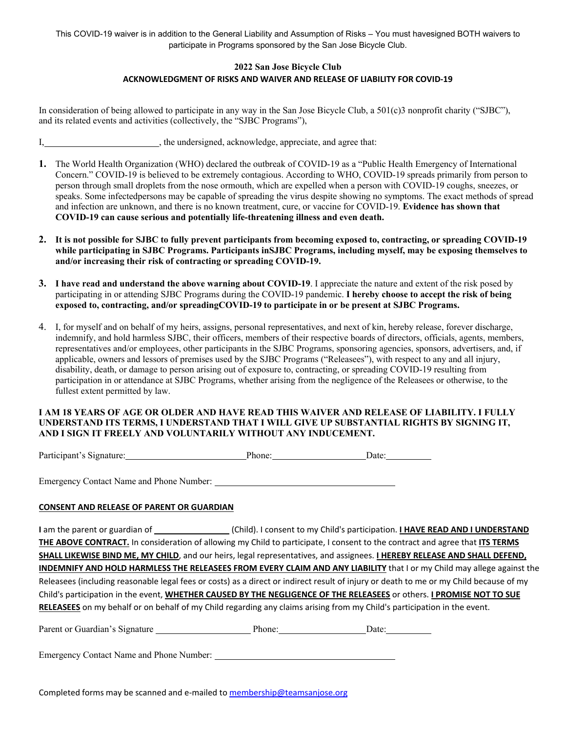This COVID-19 waiver is in addition to the General Liability and Assumption of Risks – You must havesigned BOTH waivers to participate in Programs sponsored by the San Jose Bicycle Club.

## 2022 San Jose Bicycle Club

### ACKNOWLEDGMENT OF RISKS AND WAIVER AND RELEASE OF LIABILITY FOR COVID-19

In consideration of being allowed to participate in any way in the San Jose Bicycle Club, a 501(c)3 nonprofit charity ("SJBC"), and its related events and activities (collectively, the "SJBC Programs"),

I,________________________, the undersigned, acknowledge, appreciate, and agree that:

1. The World Health Organization (WHO) declared the outbreak of COVID-19 as a "Public Health Emergency of International Concern." COVID-19 is believed to be extremely contagious. According to WHO, COVID-19 spreads primarily from person to person through small droplets from the nose ormouth, which are expelled when a person with COVID-19 coughs, sneezes, or speaks. Some infectedpersons may be capable of spreading the virus despite showing no symptoms. The exact methods of spread and infection are unknown, and there is no known treatment, cure, or vaccine for COVID-19. **Evidence has shown that COVID-19 can cause serious and potentially life-threatening illness and even death.**

2. **It is not possible for SJBC to fully prevent participants from becoming exposed to, contracting, or spreading COVID-19 while participating in SJBC Programs. Participants inSJBC Programs, including myself, may be exposing themselves to and/or increasing their risk of contracting or spreading COVID-19.**

3. **I have read and understand the above warning about COVID-19**. I appreciate the nature and extent of the risk posed by participating in or attending SJBC Programs during the COVID-19 pandemic. **I hereby choose to accept the risk of being exposed to, contracting, and/or spreadingCOVID-19 to participate in or be present at SJBC Programs.**

4. I, for myself and on behalf of my heirs, assigns, personal representatives, and next of kin, hereby release, forever discharge, indemnify, and hold harmless SJBC, their officers, members of their respective boards of directors, officials, agents, members, representatives and/or employees, other participants in the SJBC Programs, sponsoring agencies, sponsors, advertisers, and, if applicable, owners and lessors of premises used by the SJBC Programs ("Releasees"), with respect to any and all injury, disability, death, or damage to person arising out of exposure to, contracting, or spreading COVID-19 resulting from participation in or attendance at SJBC Programs, whether arising from the negligence of the Releasees or otherwise, to the fullest extent permitted by law.

**I AM 18 YEARS OF AGE OR OLDER AND HAVE READ THIS WAIVER AND RELEASE OF LIABILITY. I FULLY UNDERSTAND ITS TERMS, I UNDERSTAND THAT I WILL GIVE UP SUBSTANTIAL RIGHTS BY SIGNING IT, AND I SIGN IT FREELY AND VOLUNTARILY WITHOUT ANY INDUCEMENT.**

Participant's Signature:__________________________ Phone:____________________ Date:__________

Emergency Contact Name and Phone Number: ________________________________________

**CONSENT AND RELEASE OF PARENT OR GUARDIAN**

**I** am the parent or guardian of ________________ (Child). I consent to my Child's participation. **I HAVE READ AND I UNDERSTAND THE ABOVE CONTRACT.** In consideration of allowing my Child to participate, I consent to the contract and agree that **ITS TERMS SHALL LIKEWISE BIND ME, MY CHILD**, and our heirs, legal representatives, and assignees. **I HEREBY RELEASE AND SHALL DEFEND, INDEMNIFY AND HOLD HARMLESS THE RELEASEES FROM EVERY CLAIM AND ANY LIABILITY** that I or my Child may allege against the Releasees (including reasonable legal fees or costs) as a direct or indirect result of injury or death to me or my Child because of my Child's participation in the event, **WHETHER CAUSED BY THE NEGLIGENCE OF THE RELEASEES** or others. **I PROMISE NOT TO SUE RELEASEES** on my behalf or on behalf of my Child regarding any claims arising from my Child's participation in the event.

Parent or Guardian's Signature ____________________ Phone:__________________ Date:__________

Emergency Contact Name and Phone Number: ________________________________________

Completed forms may be scanned and e-mailed to membership@teamsanjose.org